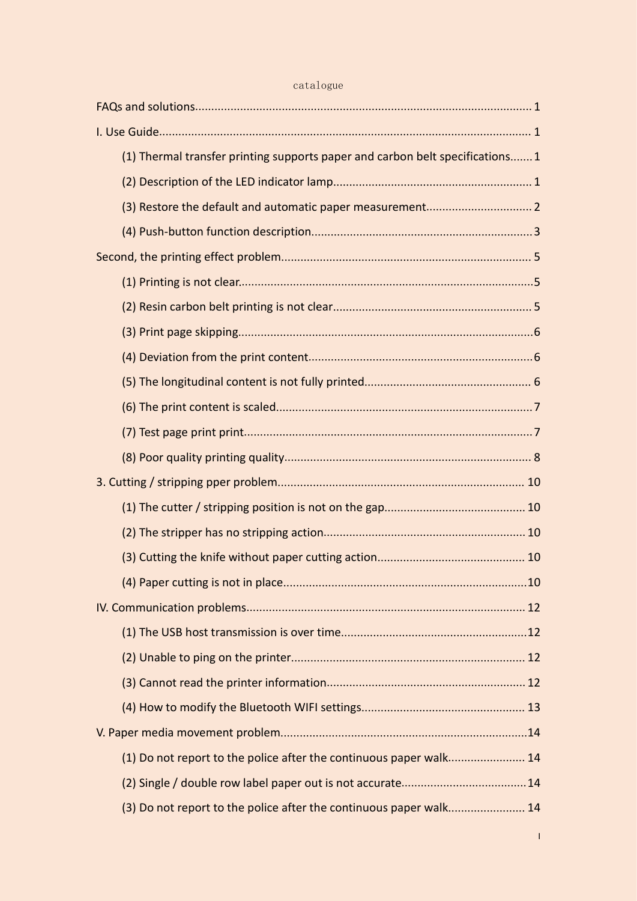catalogue

FAQs and solutions........................................................................................................ 1

I. Use Guide................................................................................................................... 1

(1) Thermal transfer printing supports paper and carbon belt specifications....... 1

(2) Description of the LED indicator lamp............................................................. 1

(3) Restore the default and automatic paper measurement................................ 2

(4) Push-button function description.................................................................... 3

Second, the printing effect problem............................................................................. 5

(1) Printing is not clear........................................................................................... 5

(2) Resin carbon belt printing is not clear............................................................. 5

(3) Print page skipping........................................................................................... 6

(4) Deviation from the print content..................................................................... 6

(5) The longitudinal content is not fully printed.................................................... 6

(6) The print content is scaled............................................................................... 7

(7) Test page print print.......................................................................................... 7

(8) Poor quality printing quality............................................................................. 8

3. Cutting / stripping pper problem............................................................................ 10

(1) The cutter / stripping position is not on the gap............................................ 10

(2) The stripper has no stripping action............................................................... 10

(3) Cutting the knife without paper cutting action.............................................. 10

(4) Paper cutting is not in place............................................................................ 10

IV. Communication problems...................................................................................... 12

(1) The USB host transmission is over time.......................................................... 12

(2) Unable to ping on the printer......................................................................... 12

(3) Cannot read the printer information.............................................................. 12

(4) How to modify the Bluetooth WIFI settings................................................... 13

V. Paper media movement problem............................................................................ 14

(1) Do not report to the police after the continuous paper walk........................ 14

(2) Single / double row label paper out is not accurate...................................... 14

(3) Do not report to the police after the continuous paper walk........................ 14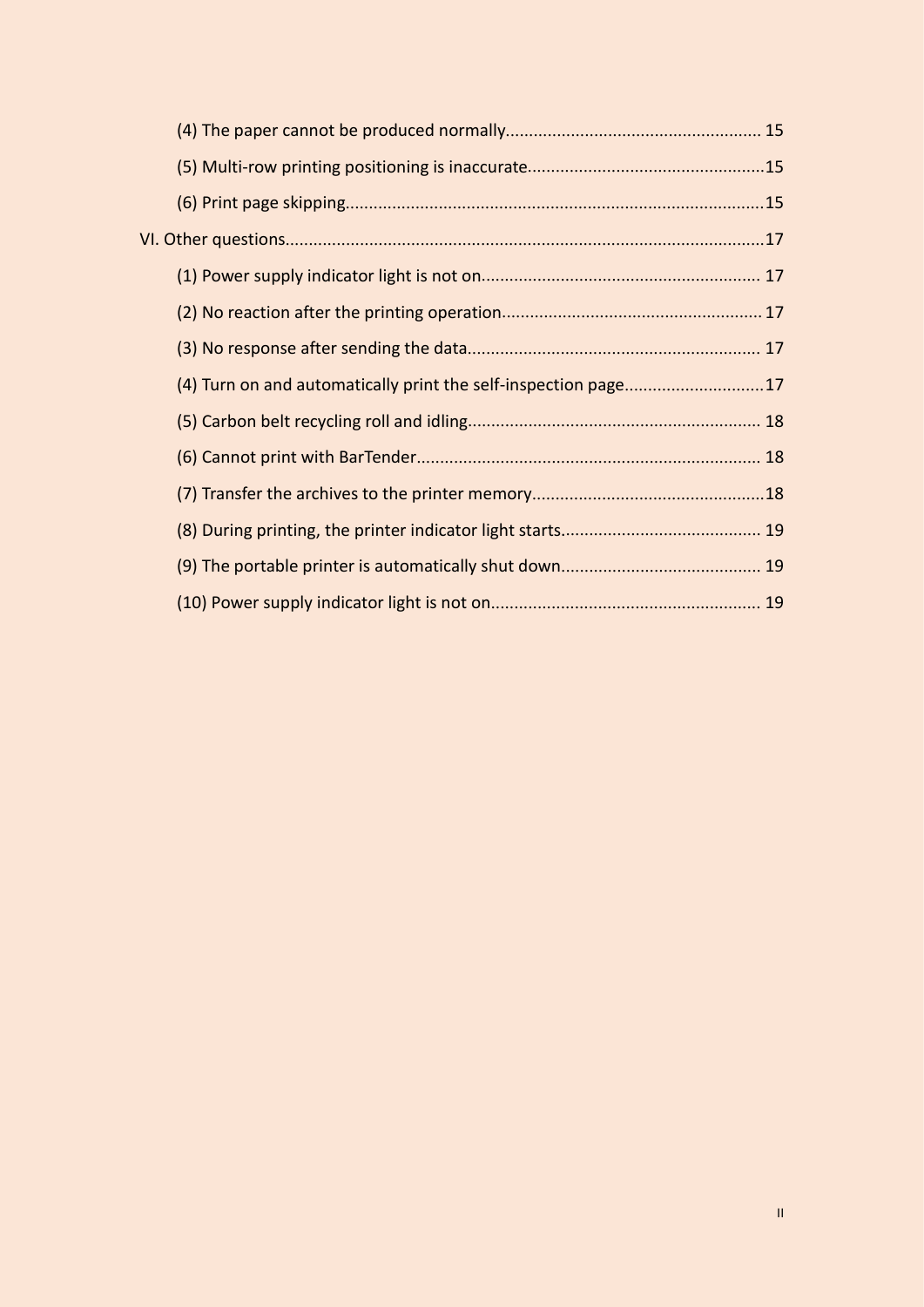(4) The paper cannot be produced normally....................................................... 15

(5) Multi-row printing positioning is inaccurate..................................................15

(6) Print page skipping.........................................................................................15

VI. Other questions......................................................................................................17

(1) Power supply indicator light is not on........................................................... 17

(2) No reaction after the printing operation....................................................... 17

(3) No response after sending the data.............................................................. 17

(4) Turn on and automatically print the self-inspection page.............................17

(5) Carbon belt recycling roll and idling.............................................................. 18

(6) Cannot print with BarTender......................................................................... 18

(7) Transfer the archives to the printer memory.................................................18

(8) During printing, the printer indicator light starts.......................................... 19

(9) The portable printer is automatically shut down.......................................... 19

(10) Power supply indicator light is not on......................................................... 19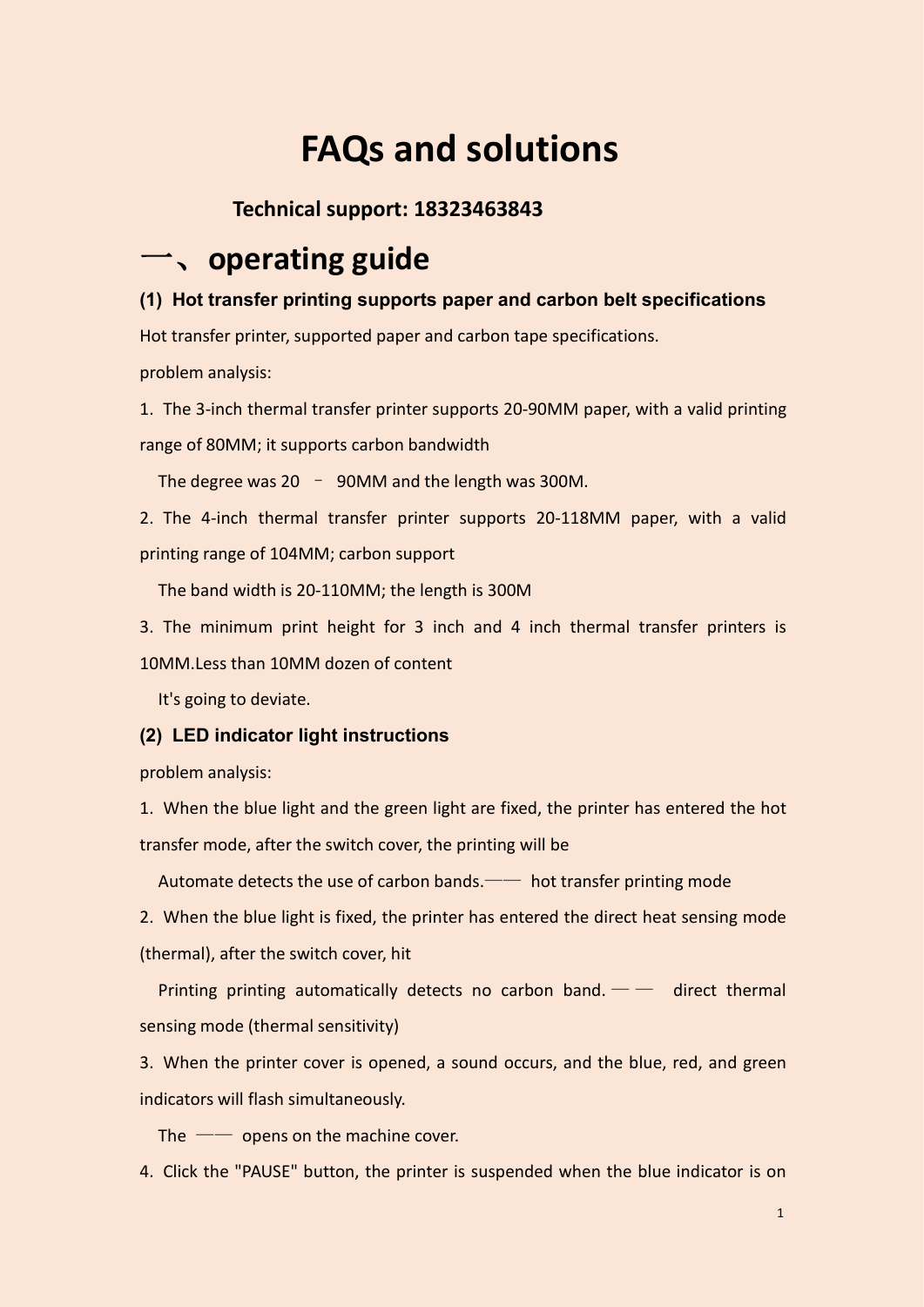# FAQs and solutions

**Technical support: 18323463843**

## 一、operating guide

### (1) Hot transfer printing supports paper and carbon belt specifications

Hot transfer printer, supported paper and carbon tape specifications.

problem analysis:

1. The 3-inch thermal transfer printer supports 20-90MM paper, with a valid printing range of 80MM; it supports carbon bandwidth

   The degree was 20 – 90MM and the length was 300M.

2. The 4-inch thermal transfer printer supports 20-118MM paper, with a valid printing range of 104MM; carbon support

   The band width is 20-110MM; the length is 300M

3. The minimum print height for 3 inch and 4 inch thermal transfer printers is 10MM.Less than 10MM dozen of content

   It's going to deviate.

### (2) LED indicator light instructions

problem analysis:

1. When the blue light and the green light are fixed, the printer has entered the hot transfer mode, after the switch cover, the printing will be

   Automate detects the use of carbon bands.—— hot transfer printing mode

2. When the blue light is fixed, the printer has entered the direct heat sensing mode (thermal), after the switch cover, hit

   Printing printing automatically detects no carbon band. —— direct thermal sensing mode (thermal sensitivity)

3. When the printer cover is opened, a sound occurs, and the blue, red, and green indicators will flash simultaneously.

   The —— opens on the machine cover.

4. Click the "PAUSE" button, the printer is suspended when the blue indicator is on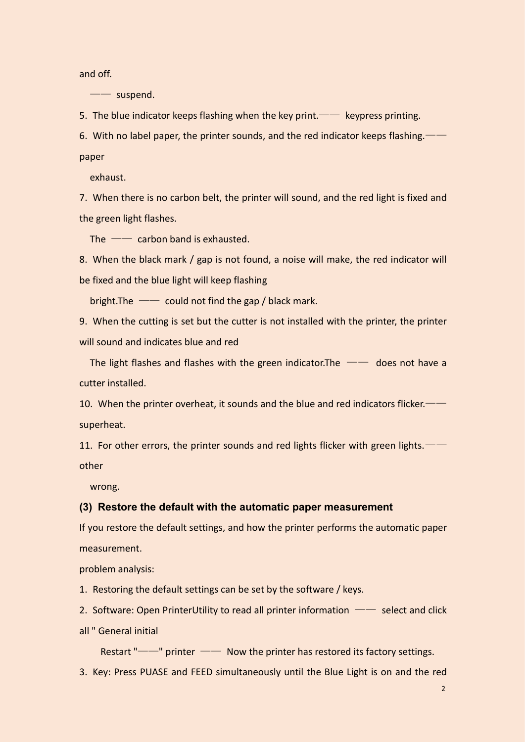and off.

—— suspend.

5. The blue indicator keeps flashing when the key print.—— keypress printing.
6. With no label paper, the printer sounds, and the red indicator keeps flashing.—— paper

   exhaust.
7. When there is no carbon belt, the printer will sound, and the red light is fixed and the green light flashes.

   The —— carbon band is exhausted.
8. When the black mark / gap is not found, a noise will make, the red indicator will be fixed and the blue light will keep flashing

   bright.The —— could not find the gap / black mark.
9. When the cutting is set but the cutter is not installed with the printer, the printer will sound and indicates blue and red

   The light flashes and flashes with the green indicator.The —— does not have a cutter installed.
10. When the printer overheat, it sounds and the blue and red indicators flicker.—— superheat.
11. For other errors, the printer sounds and red lights flicker with green lights.—— other

    wrong.

### (3) Restore the default with the automatic paper measurement

If you restore the default settings, and how the printer performs the automatic paper measurement.

problem analysis:

1. Restoring the default settings can be set by the software / keys.
2. Software: Open PrinterUtility to read all printer information —— select and click all " General initial

   Restart "——" printer —— Now the printer has restored its factory settings.
3. Key: Press PUASE and FEED simultaneously until the Blue Light is on and the red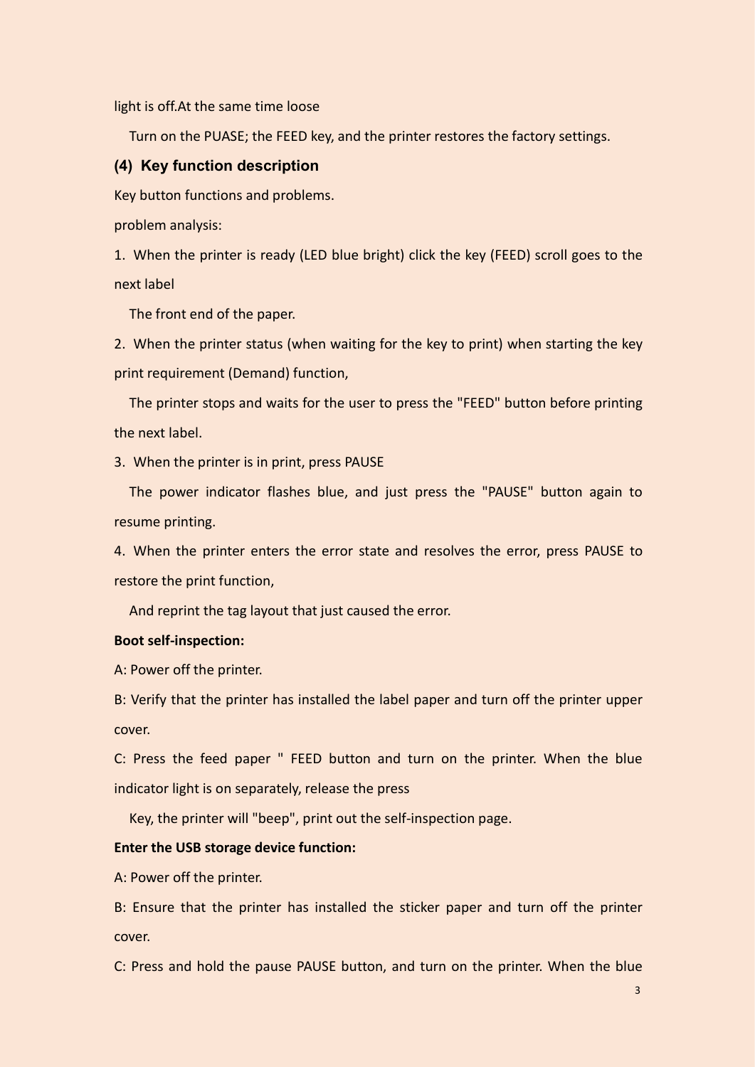light is off.At the same time loose

Turn on the PUASE; the FEED key, and the printer restores the factory settings.

### (4) Key function description

Key button functions and problems.

problem analysis:

1. When the printer is ready (LED blue bright) click the key (FEED) scroll goes to the next label

The front end of the paper.

2. When the printer status (when waiting for the key to print) when starting the key print requirement (Demand) function,

The printer stops and waits for the user to press the "FEED" button before printing the next label.

3. When the printer is in print, press PAUSE

The power indicator flashes blue, and just press the "PAUSE" button again to resume printing.

4. When the printer enters the error state and resolves the error, press PAUSE to restore the print function,

And reprint the tag layout that just caused the error.

**Boot self-inspection:**

A: Power off the printer.

B: Verify that the printer has installed the label paper and turn off the printer upper cover.

C: Press the feed paper " FEED button and turn on the printer. When the blue indicator light is on separately, release the press

Key, the printer will "beep", print out the self-inspection page.

**Enter the USB storage device function:**

A: Power off the printer.

B: Ensure that the printer has installed the sticker paper and turn off the printer cover.

C: Press and hold the pause PAUSE button, and turn on the printer. When the blue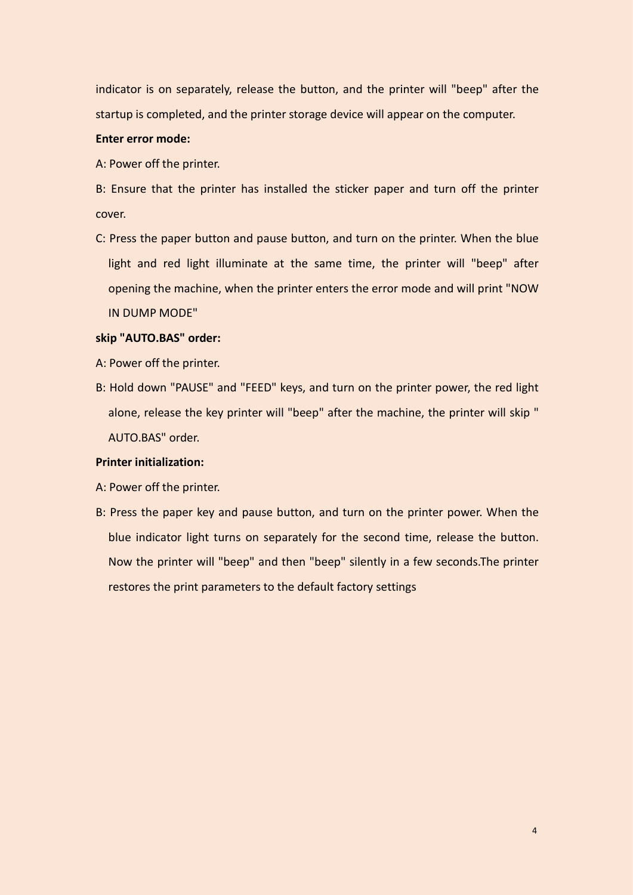indicator is on separately, release the button, and the printer will "beep" after the startup is completed, and the printer storage device will appear on the computer.

**Enter error mode:**

A: Power off the printer.

B: Ensure that the printer has installed the sticker paper and turn off the printer cover.

C: Press the paper button and pause button, and turn on the printer. When the blue light and red light illuminate at the same time, the printer will "beep" after opening the machine, when the printer enters the error mode and will print "NOW IN DUMP MODE"

**skip "AUTO.BAS" order:**

A: Power off the printer.

B: Hold down "PAUSE" and "FEED" keys, and turn on the printer power, the red light alone, release the key printer will "beep" after the machine, the printer will skip " AUTO.BAS" order.

**Printer initialization:**

A: Power off the printer.

B: Press the paper key and pause button, and turn on the printer power. When the blue indicator light turns on separately for the second time, release the button. Now the printer will "beep" and then "beep" silently in a few seconds.The printer restores the print parameters to the default factory settings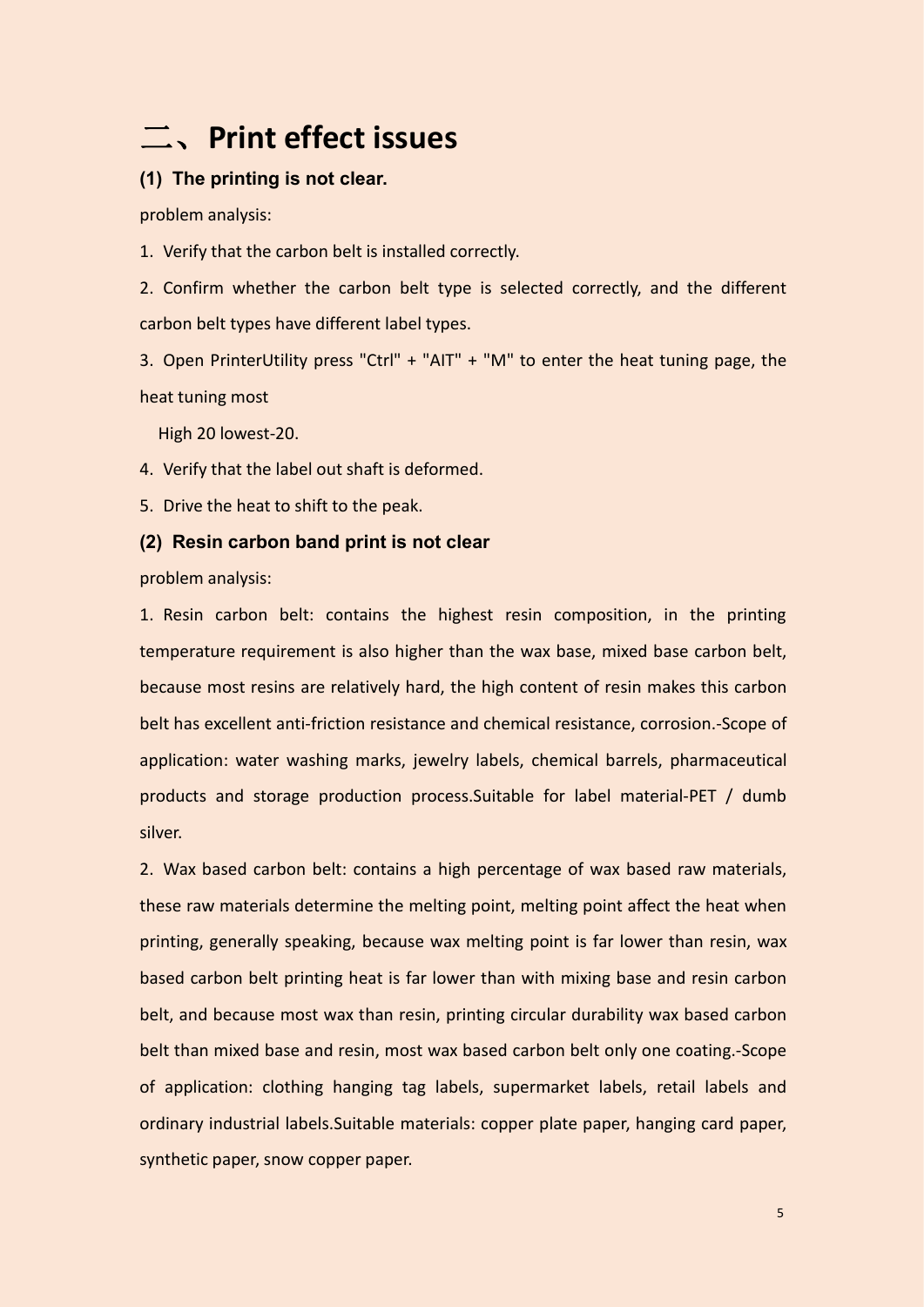# 二、Print effect issues

### (1) The printing is not clear.

problem analysis:

1. Verify that the carbon belt is installed correctly.
2. Confirm whether the carbon belt type is selected correctly, and the different carbon belt types have different label types.
3. Open PrinterUtility press "Ctrl" + "AIT" + "M" to enter the heat tuning page, the heat tuning most

   High 20 lowest-20.
4. Verify that the label out shaft is deformed.
5. Drive the heat to shift to the peak.

### (2) Resin carbon band print is not clear

problem analysis:

1. Resin carbon belt: contains the highest resin composition, in the printing temperature requirement is also higher than the wax base, mixed base carbon belt, because most resins are relatively hard, the high content of resin makes this carbon belt has excellent anti-friction resistance and chemical resistance, corrosion.-Scope of application: water washing marks, jewelry labels, chemical barrels, pharmaceutical products and storage production process.Suitable for label material-PET / dumb silver.
2. Wax based carbon belt: contains a high percentage of wax based raw materials, these raw materials determine the melting point, melting point affect the heat when printing, generally speaking, because wax melting point is far lower than resin, wax based carbon belt printing heat is far lower than with mixing base and resin carbon belt, and because most wax than resin, printing circular durability wax based carbon belt than mixed base and resin, most wax based carbon belt only one coating.-Scope of application: clothing hanging tag labels, supermarket labels, retail labels and ordinary industrial labels.Suitable materials: copper plate paper, hanging card paper, synthetic paper, snow copper paper.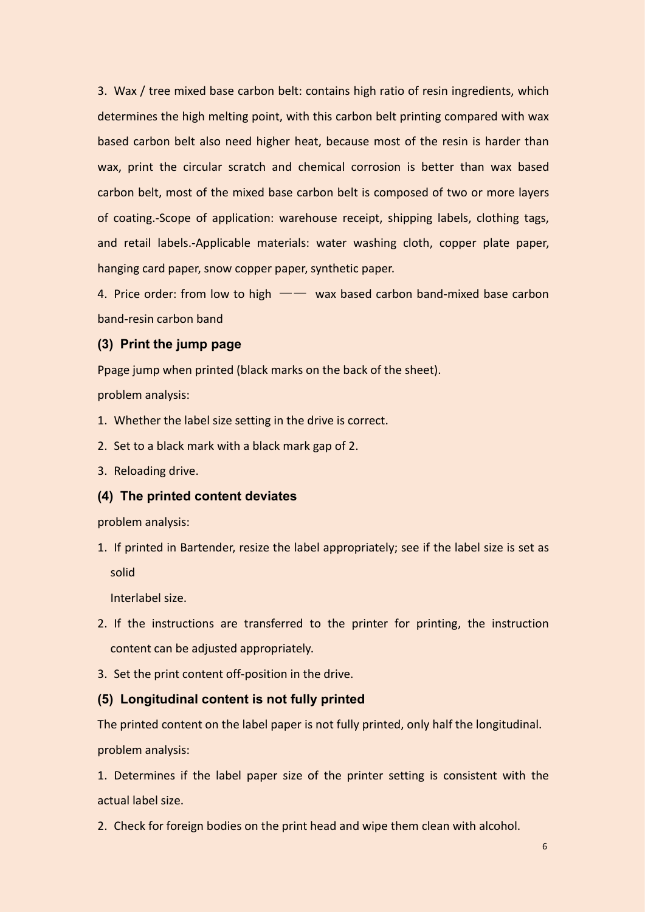3. Wax / tree mixed base carbon belt: contains high ratio of resin ingredients, which determines the high melting point, with this carbon belt printing compared with wax based carbon belt also need higher heat, because most of the resin is harder than wax, print the circular scratch and chemical corrosion is better than wax based carbon belt, most of the mixed base carbon belt is composed of two or more layers of coating.-Scope of application: warehouse receipt, shipping labels, clothing tags, and retail labels.-Applicable materials: water washing cloth, copper plate paper, hanging card paper, snow copper paper, synthetic paper.

4. Price order: from low to high —— wax based carbon band-mixed base carbon band-resin carbon band

### (3) Print the jump page

Ppage jump when printed (black marks on the back of the sheet).

problem analysis:

1. Whether the label size setting in the drive is correct.
2. Set to a black mark with a black mark gap of 2.
3. Reloading drive.

### (4) The printed content deviates

problem analysis:

1. If printed in Bartender, resize the label appropriately; see if the label size is set as solid

   Interlabel size.

2. If the instructions are transferred to the printer for printing, the instruction content can be adjusted appropriately.
3. Set the print content off-position in the drive.

### (5) Longitudinal content is not fully printed

The printed content on the label paper is not fully printed, only half the longitudinal.

problem analysis:

1. Determines if the label paper size of the printer setting is consistent with the actual label size.

2. Check for foreign bodies on the print head and wipe them clean with alcohol.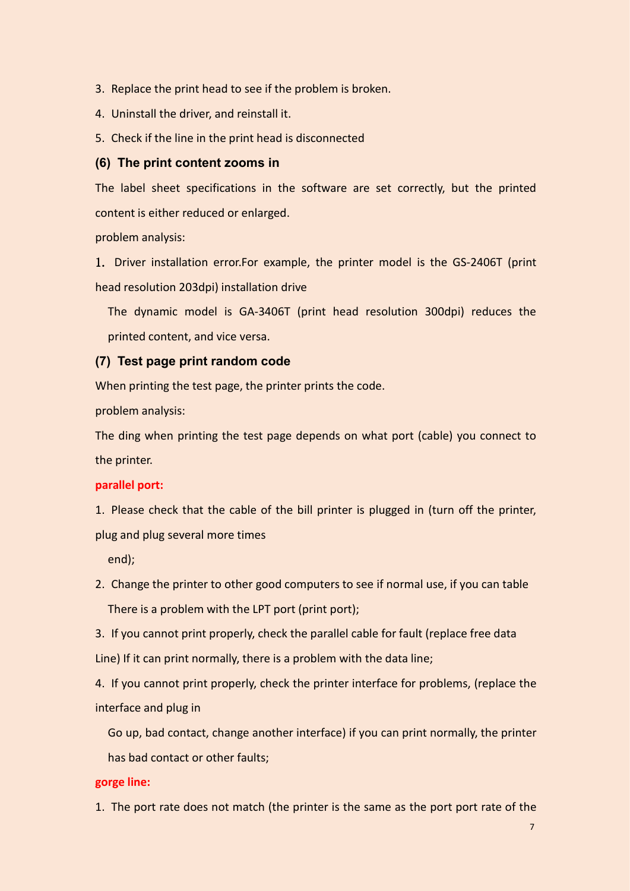3. Replace the print head to see if the problem is broken.
4. Uninstall the driver, and reinstall it.
5. Check if the line in the print head is disconnected

### (6) The print content zooms in

The label sheet specifications in the software are set correctly, but the printed content is either reduced or enlarged.

problem analysis:

1. Driver installation error.For example, the printer model is the GS-2406T (print head resolution 203dpi) installation drive

The dynamic model is GA-3406T (print head resolution 300dpi) reduces the printed content, and vice versa.

### (7) Test page print random code

When printing the test page, the printer prints the code.

problem analysis:

The ding when printing the test page depends on what port (cable) you connect to the printer.

**parallel port:**

1. Please check that the cable of the bill printer is plugged in (turn off the printer, plug and plug several more times

   end);

2. Change the printer to other good computers to see if normal use, if you can table

   There is a problem with the LPT port (print port);

3. If you cannot print properly, check the parallel cable for fault (replace free data Line) If it can print normally, there is a problem with the data line;

4. If you cannot print properly, check the printer interface for problems, (replace the interface and plug in

   Go up, bad contact, change another interface) if you can print normally, the printer has bad contact or other faults;

**gorge line:**

1. The port rate does not match (the printer is the same as the port port rate of the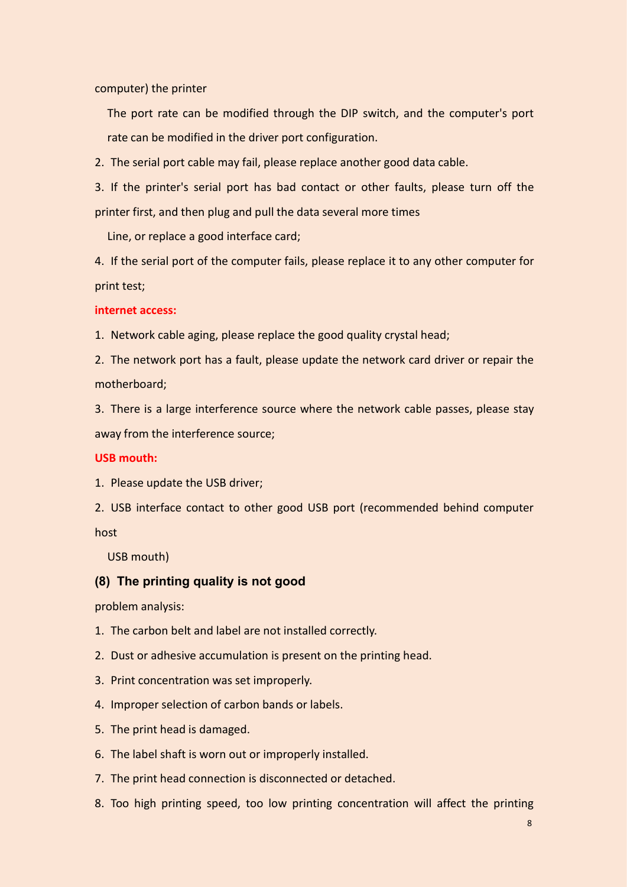computer) the printer

The port rate can be modified through the DIP switch, and the computer's port rate can be modified in the driver port configuration.

2. The serial port cable may fail, please replace another good data cable.

3. If the printer's serial port has bad contact or other faults, please turn off the printer first, and then plug and pull the data several more times

Line, or replace a good interface card;

4. If the serial port of the computer fails, please replace it to any other computer for print test;

**internet access:**

1. Network cable aging, please replace the good quality crystal head;

2. The network port has a fault, please update the network card driver or repair the motherboard;

3. There is a large interference source where the network cable passes, please stay away from the interference source;

**USB mouth:**

1. Please update the USB driver;

2. USB interface contact to other good USB port (recommended behind computer host

USB mouth)

### (8) The printing quality is not good

problem analysis:

1. The carbon belt and label are not installed correctly.
2. Dust or adhesive accumulation is present on the printing head.
3. Print concentration was set improperly.
4. Improper selection of carbon bands or labels.
5. The print head is damaged.
6. The label shaft is worn out or improperly installed.
7. The print head connection is disconnected or detached.
8. Too high printing speed, too low printing concentration will affect the printing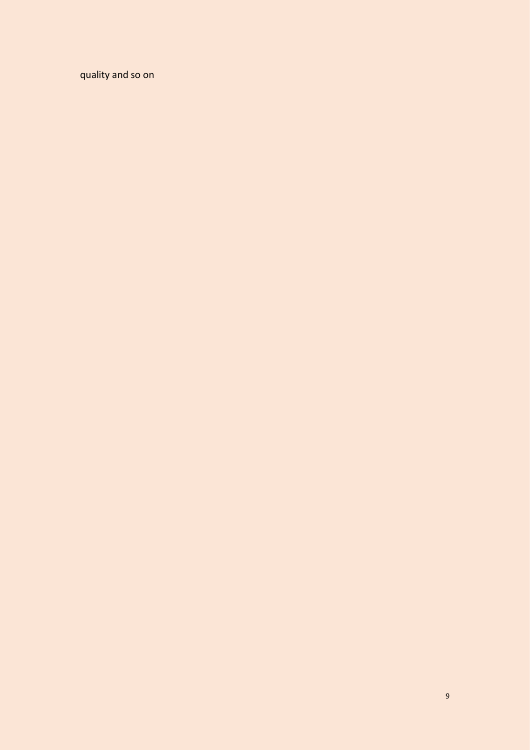quality and so on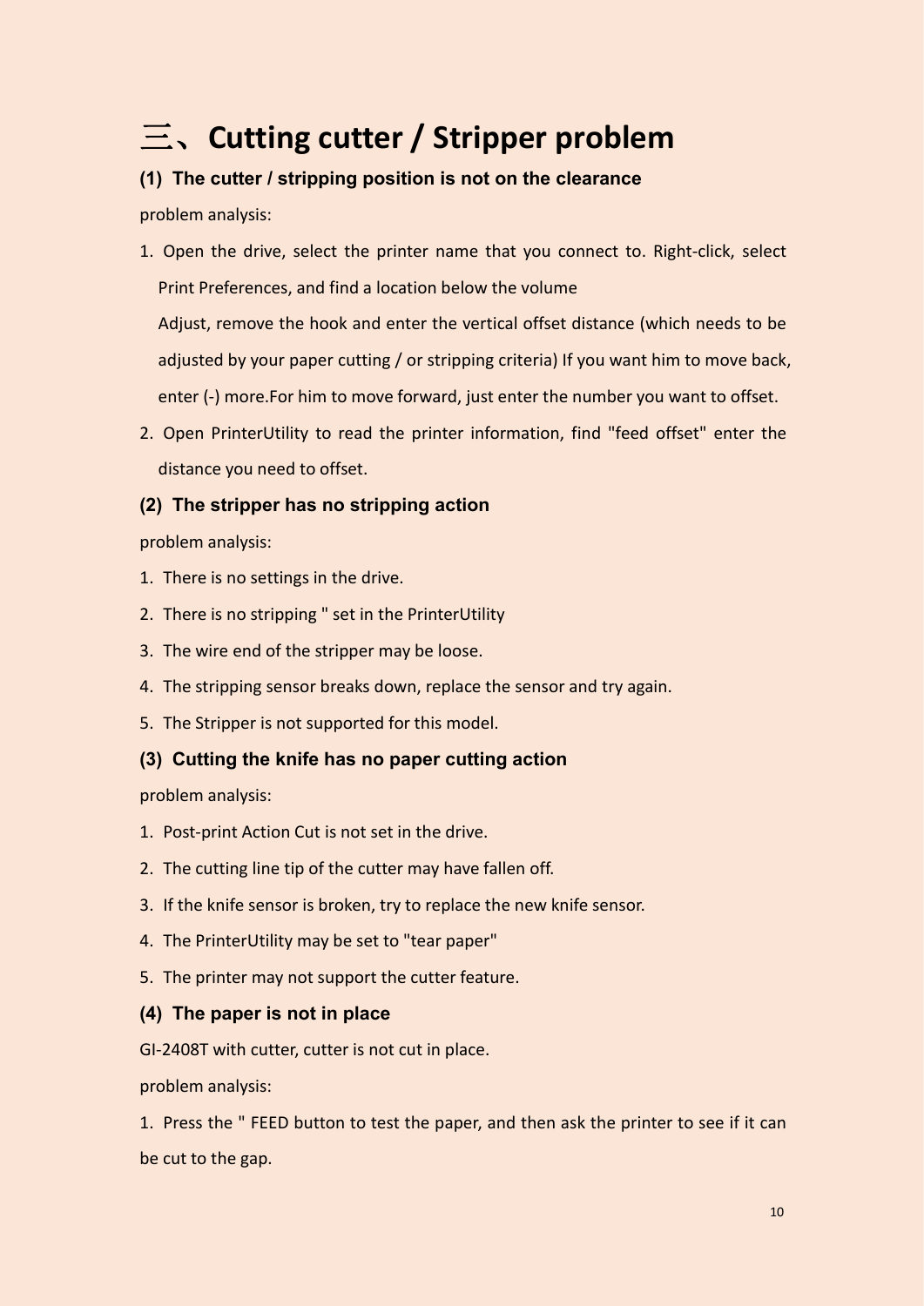# 三、Cutting cutter / Stripper problem

### (1) The cutter / stripping position is not on the clearance

problem analysis:

1. Open the drive, select the printer name that you connect to. Right-click, select Print Preferences, and find a location below the volume
   Adjust, remove the hook and enter the vertical offset distance (which needs to be adjusted by your paper cutting / or stripping criteria) If you want him to move back, enter (-) more.For him to move forward, just enter the number you want to offset.
2. Open PrinterUtility to read the printer information, find "feed offset" enter the distance you need to offset.

### (2) The stripper has no stripping action

problem analysis:

1. There is no settings in the drive.
2. There is no stripping " set in the PrinterUtility
3. The wire end of the stripper may be loose.
4. The stripping sensor breaks down, replace the sensor and try again.
5. The Stripper is not supported for this model.

### (3) Cutting the knife has no paper cutting action

problem analysis:

1. Post-print Action Cut is not set in the drive.
2. The cutting line tip of the cutter may have fallen off.
3. If the knife sensor is broken, try to replace the new knife sensor.
4. The PrinterUtility may be set to "tear paper"
5. The printer may not support the cutter feature.

### (4) The paper is not in place

GI-2408T with cutter, cutter is not cut in place.

problem analysis:

1. Press the " FEED button to test the paper, and then ask the printer to see if it can be cut to the gap.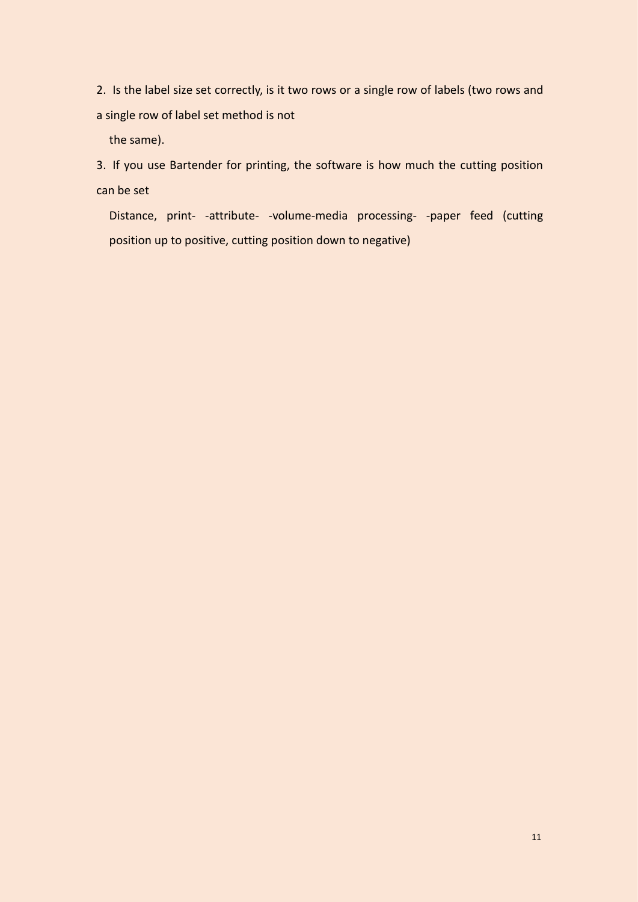2. Is the label size set correctly, is it two rows or a single row of labels (two rows and a single row of label set method is not the same).

3. If you use Bartender for printing, the software is how much the cutting position can be set Distance, print- -attribute- -volume-media processing- -paper feed (cutting position up to positive, cutting position down to negative)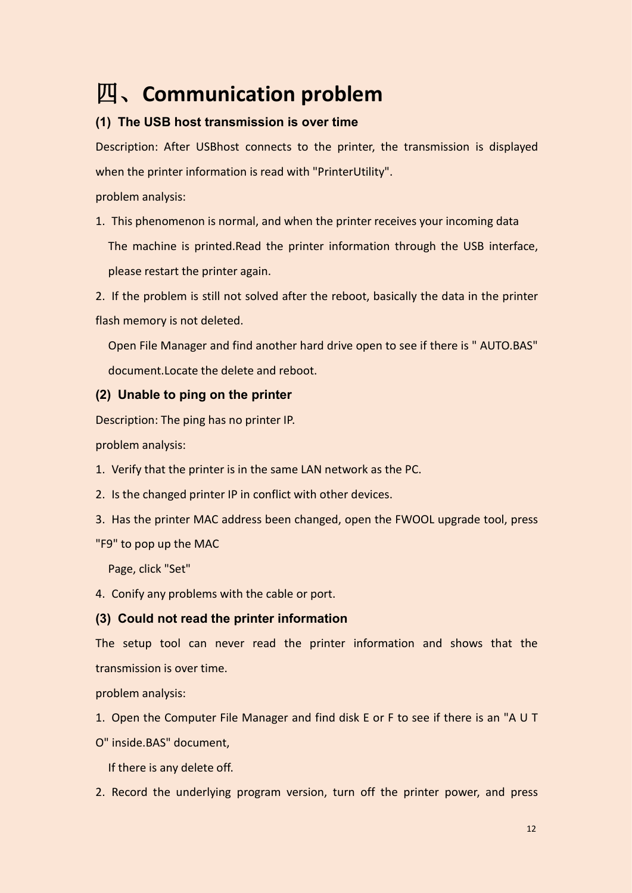# 四、Communication problem

### (1) The USB host transmission is over time

Description: After USBhost connects to the printer, the transmission is displayed when the printer information is read with "PrinterUtility".

problem analysis:

1. This phenomenon is normal, and when the printer receives your incoming data
   The machine is printed.Read the printer information through the USB interface, please restart the printer again.
2. If the problem is still not solved after the reboot, basically the data in the printer flash memory is not deleted.
   Open File Manager and find another hard drive open to see if there is " AUTO.BAS" document.Locate the delete and reboot.

### (2) Unable to ping on the printer

Description: The ping has no printer IP.

problem analysis:

1. Verify that the printer is in the same LAN network as the PC.
2. Is the changed printer IP in conflict with other devices.
3. Has the printer MAC address been changed, open the FWOOL upgrade tool, press "F9" to pop up the MAC
   Page, click "Set"
4. Conify any problems with the cable or port.

### (3) Could not read the printer information

The setup tool can never read the printer information and shows that the transmission is over time.

problem analysis:

1. Open the Computer File Manager and find disk E or F to see if there is an "A U T O" inside.BAS" document,
   If there is any delete off.
2. Record the underlying program version, turn off the printer power, and press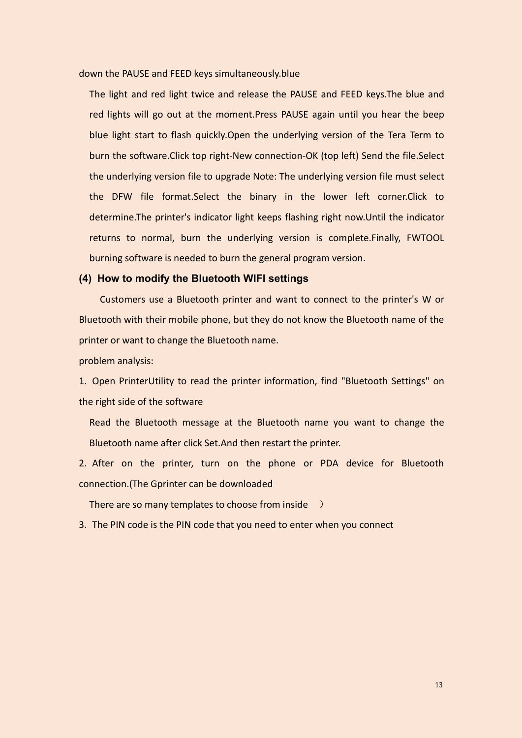down the PAUSE and FEED keys simultaneously.blue

The light and red light twice and release the PAUSE and FEED keys.The blue and red lights will go out at the moment.Press PAUSE again until you hear the beep blue light start to flash quickly.Open the underlying version of the Tera Term to burn the software.Click top right-New connection-OK (top left) Send the file.Select the underlying version file to upgrade Note: The underlying version file must select the DFW file format.Select the binary in the lower left corner.Click to determine.The printer's indicator light keeps flashing right now.Until the indicator returns to normal, burn the underlying version is complete.Finally, FWTOOL burning software is needed to burn the general program version.

### (4) How to modify the Bluetooth WIFI settings

Customers use a Bluetooth printer and want to connect to the printer's W or Bluetooth with their mobile phone, but they do not know the Bluetooth name of the printer or want to change the Bluetooth name.

problem analysis:

1. Open PrinterUtility to read the printer information, find "Bluetooth Settings" on the right side of the software

   Read the Bluetooth message at the Bluetooth name you want to change the Bluetooth name after click Set.And then restart the printer.

2. After on the printer, turn on the phone or PDA device for Bluetooth connection.(The Gprinter can be downloaded

   There are so many templates to choose from inside ）

3. The PIN code is the PIN code that you need to enter when you connect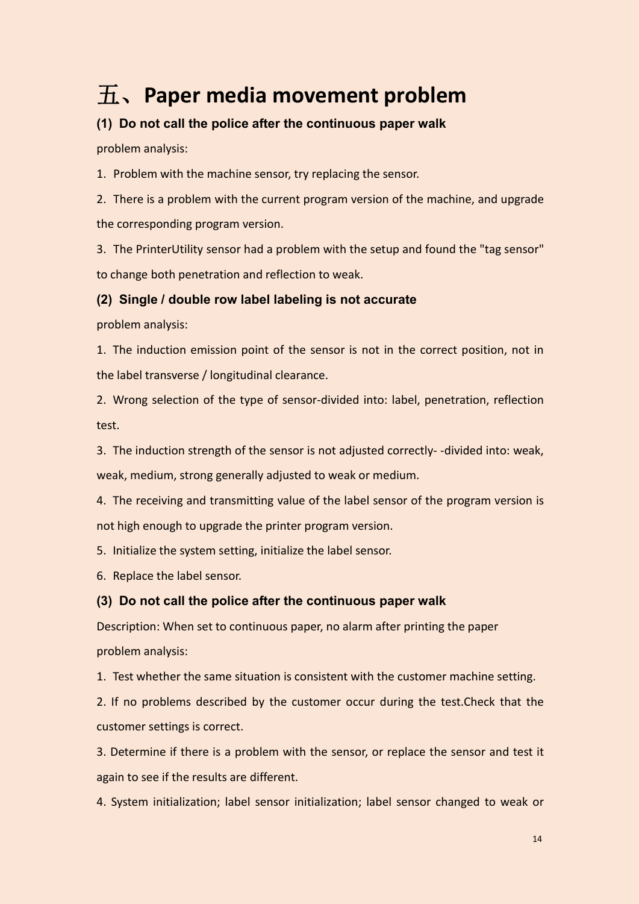# 五、Paper media movement problem

### (1) Do not call the police after the continuous paper walk

problem analysis:

1. Problem with the machine sensor, try replacing the sensor.
2. There is a problem with the current program version of the machine, and upgrade the corresponding program version.
3. The PrinterUtility sensor had a problem with the setup and found the "tag sensor" to change both penetration and reflection to weak.

### (2) Single / double row label labeling is not accurate

problem analysis:

1. The induction emission point of the sensor is not in the correct position, not in the label transverse / longitudinal clearance.
2. Wrong selection of the type of sensor-divided into: label, penetration, reflection test.
3. The induction strength of the sensor is not adjusted correctly- -divided into: weak, weak, medium, strong generally adjusted to weak or medium.
4. The receiving and transmitting value of the label sensor of the program version is not high enough to upgrade the printer program version.
5. Initialize the system setting, initialize the label sensor.
6. Replace the label sensor.

### (3) Do not call the police after the continuous paper walk

Description: When set to continuous paper, no alarm after printing the paper

problem analysis:

1. Test whether the same situation is consistent with the customer machine setting.
2. If no problems described by the customer occur during the test.Check that the customer settings is correct.
3. Determine if there is a problem with the sensor, or replace the sensor and test it again to see if the results are different.
4. System initialization; label sensor initialization; label sensor changed to weak or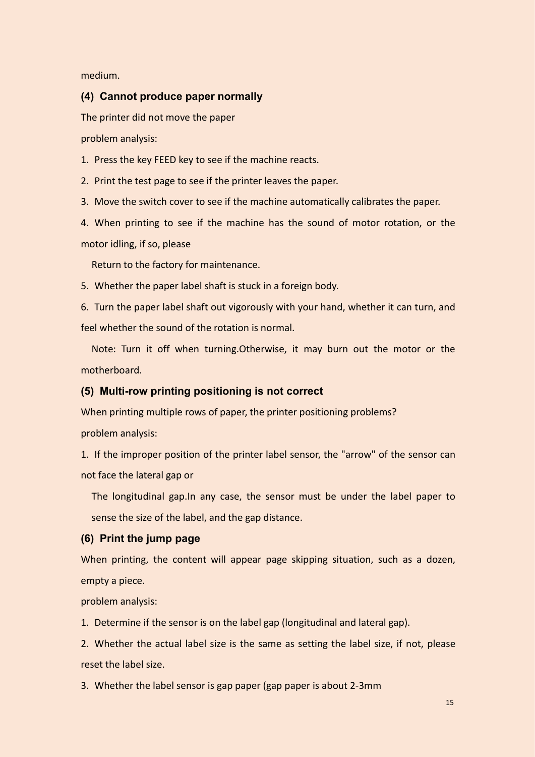medium.

### (4) Cannot produce paper normally

The printer did not move the paper

problem analysis:

1. Press the key FEED key to see if the machine reacts.
2. Print the test page to see if the printer leaves the paper.
3. Move the switch cover to see if the machine automatically calibrates the paper.
4. When printing to see if the machine has the sound of motor rotation, or the motor idling, if so, please

   Return to the factory for maintenance.
5. Whether the paper label shaft is stuck in a foreign body.
6. Turn the paper label shaft out vigorously with your hand, whether it can turn, and feel whether the sound of the rotation is normal.

   Note: Turn it off when turning.Otherwise, it may burn out the motor or the motherboard.

### (5) Multi-row printing positioning is not correct

When printing multiple rows of paper, the printer positioning problems?

problem analysis:

1. If the improper position of the printer label sensor, the "arrow" of the sensor can not face the lateral gap or

   The longitudinal gap.In any case, the sensor must be under the label paper to sense the size of the label, and the gap distance.

### (6) Print the jump page

When printing, the content will appear page skipping situation, such as a dozen, empty a piece.

problem analysis:

1. Determine if the sensor is on the label gap (longitudinal and lateral gap).
2. Whether the actual label size is the same as setting the label size, if not, please reset the label size.
3. Whether the label sensor is gap paper (gap paper is about 2-3mm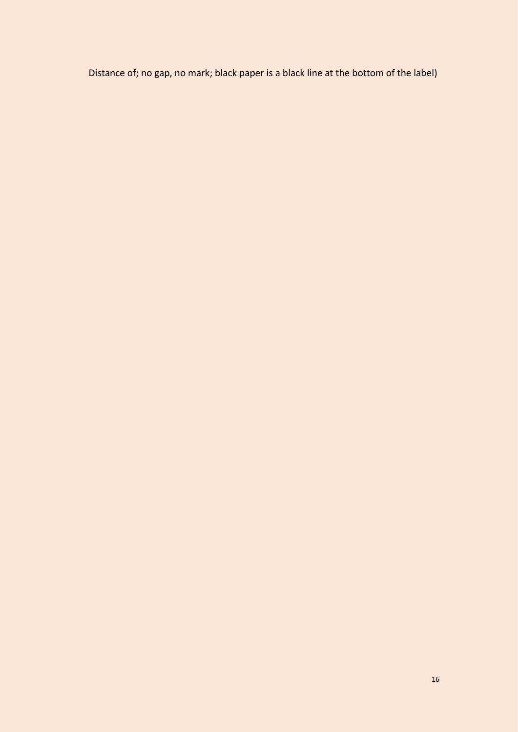Distance of; no gap, no mark; black paper is a black line at the bottom of the label)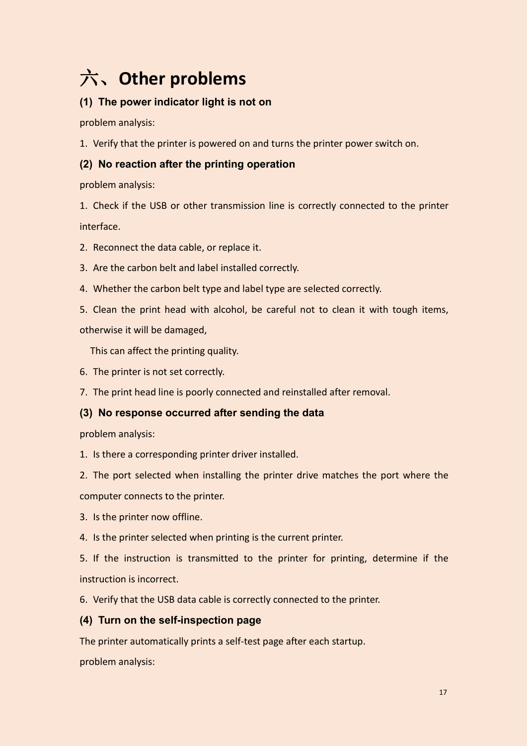# 六、Other problems

### (1) The power indicator light is not on

problem analysis:

1. Verify that the printer is powered on and turns the printer power switch on.

### (2) No reaction after the printing operation

problem analysis:

1. Check if the USB or other transmission line is correctly connected to the printer interface.
2. Reconnect the data cable, or replace it.
3. Are the carbon belt and label installed correctly.
4. Whether the carbon belt type and label type are selected correctly.
5. Clean the print head with alcohol, be careful not to clean it with tough items, otherwise it will be damaged,

   This can affect the printing quality.
6. The printer is not set correctly.
7. The print head line is poorly connected and reinstalled after removal.

### (3) No response occurred after sending the data

problem analysis:

1. Is there a corresponding printer driver installed.
2. The port selected when installing the printer drive matches the port where the computer connects to the printer.
3. Is the printer now offline.
4. Is the printer selected when printing is the current printer.
5. If the instruction is transmitted to the printer for printing, determine if the instruction is incorrect.
6. Verify that the USB data cable is correctly connected to the printer.

### (4) Turn on the self-inspection page

The printer automatically prints a self-test page after each startup.

problem analysis: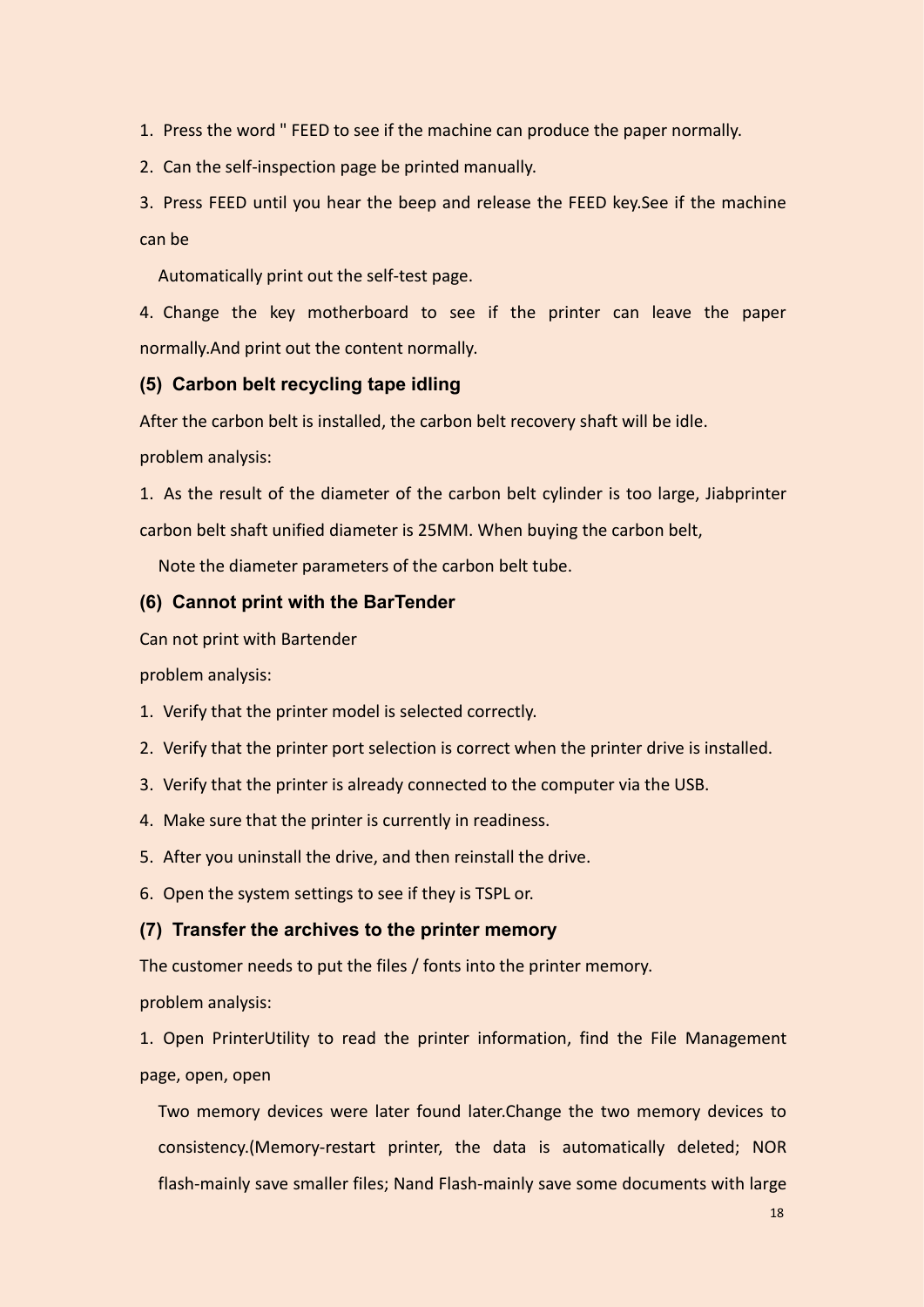1. Press the word " FEED to see if the machine can produce the paper normally.
2. Can the self-inspection page be printed manually.
3. Press FEED until you hear the beep and release the FEED key.See if the machine can be

   Automatically print out the self-test page.
4. Change the key motherboard to see if the printer can leave the paper normally.And print out the content normally.

### (5) Carbon belt recycling tape idling

After the carbon belt is installed, the carbon belt recovery shaft will be idle.

problem analysis:

1. As the result of the diameter of the carbon belt cylinder is too large, Jiabprinter carbon belt shaft unified diameter is 25MM. When buying the carbon belt,

   Note the diameter parameters of the carbon belt tube.

### (6) Cannot print with the BarTender

Can not print with Bartender

problem analysis:

1. Verify that the printer model is selected correctly.
2. Verify that the printer port selection is correct when the printer drive is installed.
3. Verify that the printer is already connected to the computer via the USB.
4. Make sure that the printer is currently in readiness.
5. After you uninstall the drive, and then reinstall the drive.
6. Open the system settings to see if they is TSPL or.

### (7) Transfer the archives to the printer memory

The customer needs to put the files / fonts into the printer memory.

problem analysis:

1. Open PrinterUtility to read the printer information, find the File Management page, open, open

   Two memory devices were later found later.Change the two memory devices to consistency.(Memory-restart printer, the data is automatically deleted; NOR flash-mainly save smaller files; Nand Flash-mainly save some documents with large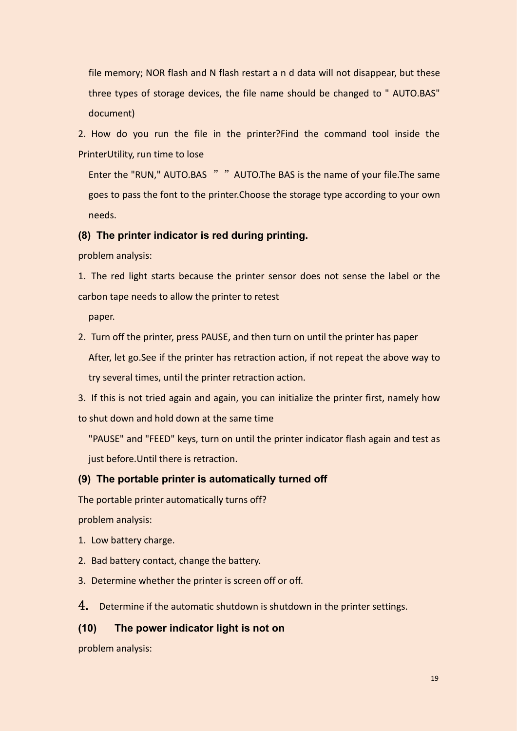file memory; NOR flash and N flash restart a n d data will not disappear, but these three types of storage devices, the file name should be changed to " AUTO.BAS" document)

2. How do you run the file in the printer?Find the command tool inside the PrinterUtility, run time to lose

Enter the "RUN," AUTO.BAS ” ” AUTO.The BAS is the name of your file.The same goes to pass the font to the printer.Choose the storage type according to your own needs.

### (8) The printer indicator is red during printing.

problem analysis:

1. The red light starts because the printer sensor does not sense the label or the carbon tape needs to allow the printer to retest paper.
2. Turn off the printer, press PAUSE, and then turn on until the printer has paper After, let go.See if the printer has retraction action, if not repeat the above way to try several times, until the printer retraction action.
3. If this is not tried again and again, you can initialize the printer first, namely how to shut down and hold down at the same time "PAUSE" and "FEED" keys, turn on until the printer indicator flash again and test as just before.Until there is retraction.

### (9) The portable printer is automatically turned off

The portable printer automatically turns off?

problem analysis:

1. Low battery charge.
2. Bad battery contact, change the battery.
3. Determine whether the printer is screen off or off.
4. Determine if the automatic shutdown is shutdown in the printer settings.

### (10) The power indicator light is not on

problem analysis: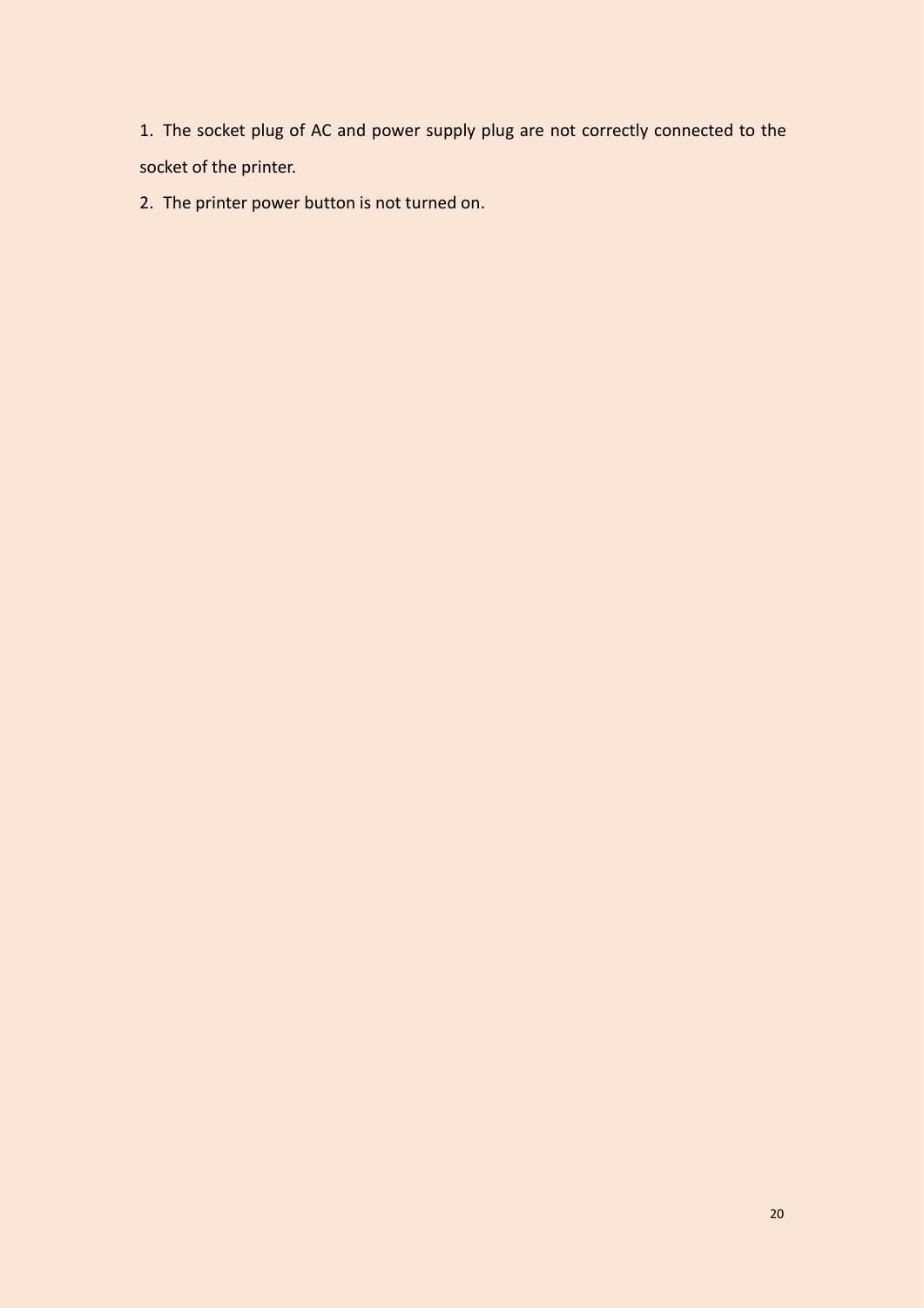1. The socket plug of AC and power supply plug are not correctly connected to the socket of the printer.
2. The printer power button is not turned on.